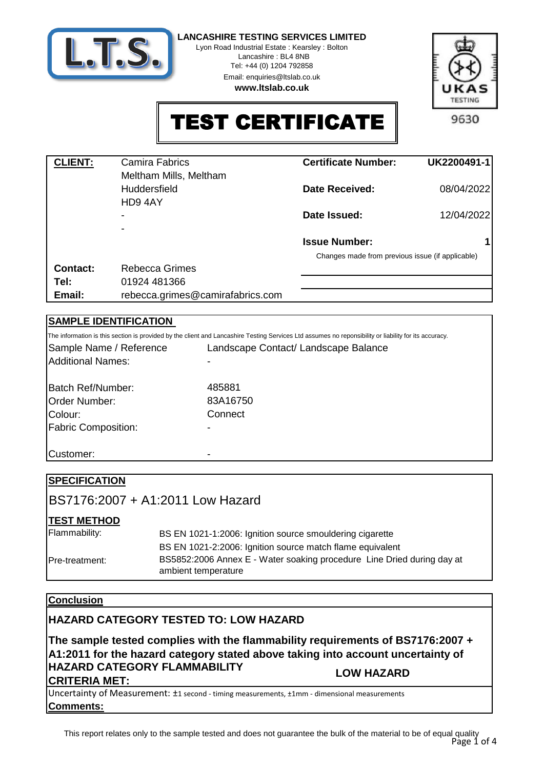**LANCASHIRE TESTING SERVICES LIMITED**
Lyon Road Industrial Estate : Kearsley : Bolton
Lancashire : BL4 8NB
Tel: +44 (0) 1204 792858
Email: enquiries@ltslab.co.uk
**www.ltslab.co.uk**

UKAS TESTING 9630

# TEST CERTIFICATE

| **CLIENT:** | Camira Fabrics | **Certificate Number:** | **UK2200491-1** |
|---|---|---|---|
| | Meltham Mills, Meltham | | |
| | Huddersfield | **Date Received:** | 08/04/2022 |
| | HD9 4AY | | |
| | - | **Date Issued:** | 12/04/2022 |
| | - | | |
| | | **Issue Number:** | **1** |
| | | Changes made from previous issue (if applicable) | |
| **Contact:** | Rebecca Grimes | | |
| **Tel:** | 01924 481366 | | |
| **Email:** | rebecca.grimes@camirafabrics.com | | |

## SAMPLE IDENTIFICATION

The information is this section is provided by the client and Lancashire Testing Services Ltd assumes no reponsibility or liability for its accuracy.

| | |
|---|---|
| Sample Name / Reference | Landscape Contact/ Landscape Balance |
| Additional Names: | - |
| Batch Ref/Number: | 485881 |
| Order Number: | 83A16750 |
| Colour: | Connect |
| Fabric Composition: | - |
| Customer: | - |

## SPECIFICATION

BS7176:2007 + A1:2011 Low Hazard

## TEST METHOD

| | |
|---|---|
| Flammability: | BS EN 1021-1:2006: Ignition source smouldering cigarette |
| | BS EN 1021-2:2006: Ignition source match flame equivalent |
| Pre-treatment: | BS5852:2006 Annex E - Water soaking procedure Line Dried during day at ambient temperature |

## Conclusion

**HAZARD CATEGORY TESTED TO: LOW HAZARD**

**The sample tested complies with the flammability requirements of BS7176:2007 + A1:2011 for the hazard category stated above taking into account uncertainty of**

**HAZARD CATEGORY FLAMMABILITY CRITERIA MET:** **LOW HAZARD**

Uncertainty of Measurement: ±1 second - timing measurements, ±1mm - dimensional measurements

**Comments:**

This report relates only to the sample tested and does not guarantee the bulk of the material to be of equal quality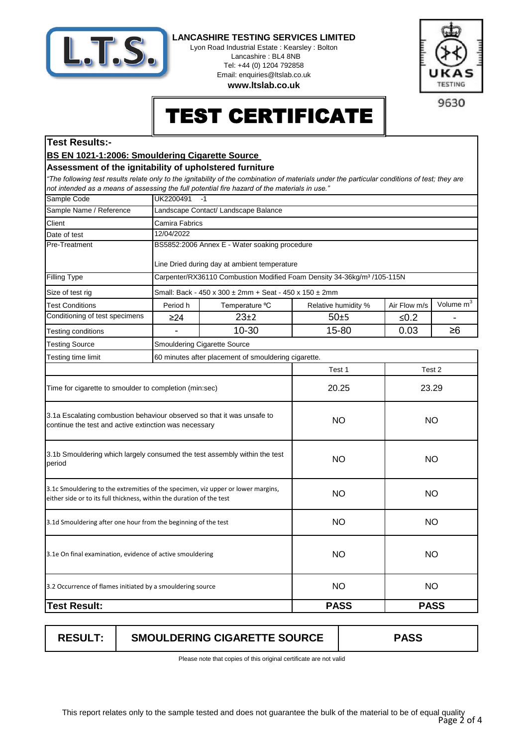**LANCASHIRE TESTING SERVICES LIMITED**
Lyon Road Industrial Estate : Kearsley : Bolton
Lancashire : BL4 8NB
Tel: +44 (0) 1204 792858
Email: enquiries@ltslab.co.uk
**www.ltslab.co.uk**

UKAS TESTING 9630

# TEST CERTIFICATE

## Test Results:-

**BS EN 1021-1:2006: Smouldering Cigarette Source**

**Assessment of the ignitability of upholstered furniture**

*"The following test results relate only to the ignitability of the combination of materials under the particular conditions of test; they are not intended as a means of assessing the full potential fire hazard of the materials in use."*

| | | | | | |
|---|---|---|---|---|---|
| Sample Code | UK2200491 -1 | | | | |
| Sample Name / Reference | Landscape Contact/ Landscape Balance | | | | |
| Client | Camira Fabrics | | | | |
| Date of test | 12/04/2022 | | | | |
| Pre-Treatment | BS5852:2006 Annex E - Water soaking procedure<br><br>Line Dried during day at ambient temperature | | | | |
| Filling Type | Carpenter/RX36110 Combustion Modified Foam Density 34-36kg/m³ /105-115N | | | | |
| Size of test rig | Small: Back - 450 x 300 ± 2mm + Seat - 450 x 150 ± 2mm | | | | |
| Test Conditions | Period h | Temperature ºC | Relative humidity % | Air Flow m/s | Volume $m^3$ |
| Conditioning of test specimens | ≥24 | 23±2 | 50±5 | ≤0.2 | - |
| Testing conditions | - | 10-30 | 15-80 | 0.03 | ≥6 |
| Testing Source | Smouldering Cigarette Source | | | | |
| Testing time limit | 60 minutes after placement of smouldering cigarette. | | | | |

| | Test 1 | Test 2 |
|---|---|---|
| Time for cigarette to smoulder to completion (min:sec) | 20.25 | 23.29 |
| 3.1a Escalating combustion behaviour observed so that it was unsafe to continue the test and active extinction was necessary | NO | NO |
| 3.1b Smouldering which largely consumed the test assembly within the test period | NO | NO |
| 3.1c Smouldering to the extremities of the specimen, viz upper or lower margins, either side or to its full thickness, within the duration of the test | NO | NO |
| 3.1d Smouldering after one hour from the beginning of the test | NO | NO |
| 3.1e On final examination, evidence of active smouldering | NO | NO |
| 3.2 Occurrence of flames initiated by a smouldering source | NO | NO |
| **Test Result:** | **PASS** | **PASS** |

| | | |
|---|---|---|
| **RESULT:** | **SMOULDERING CIGARETTE SOURCE** | **PASS** |

Please note that copies of this original certificate are not valid

This report relates only to the sample tested and does not guarantee the bulk of the material to be of equal quality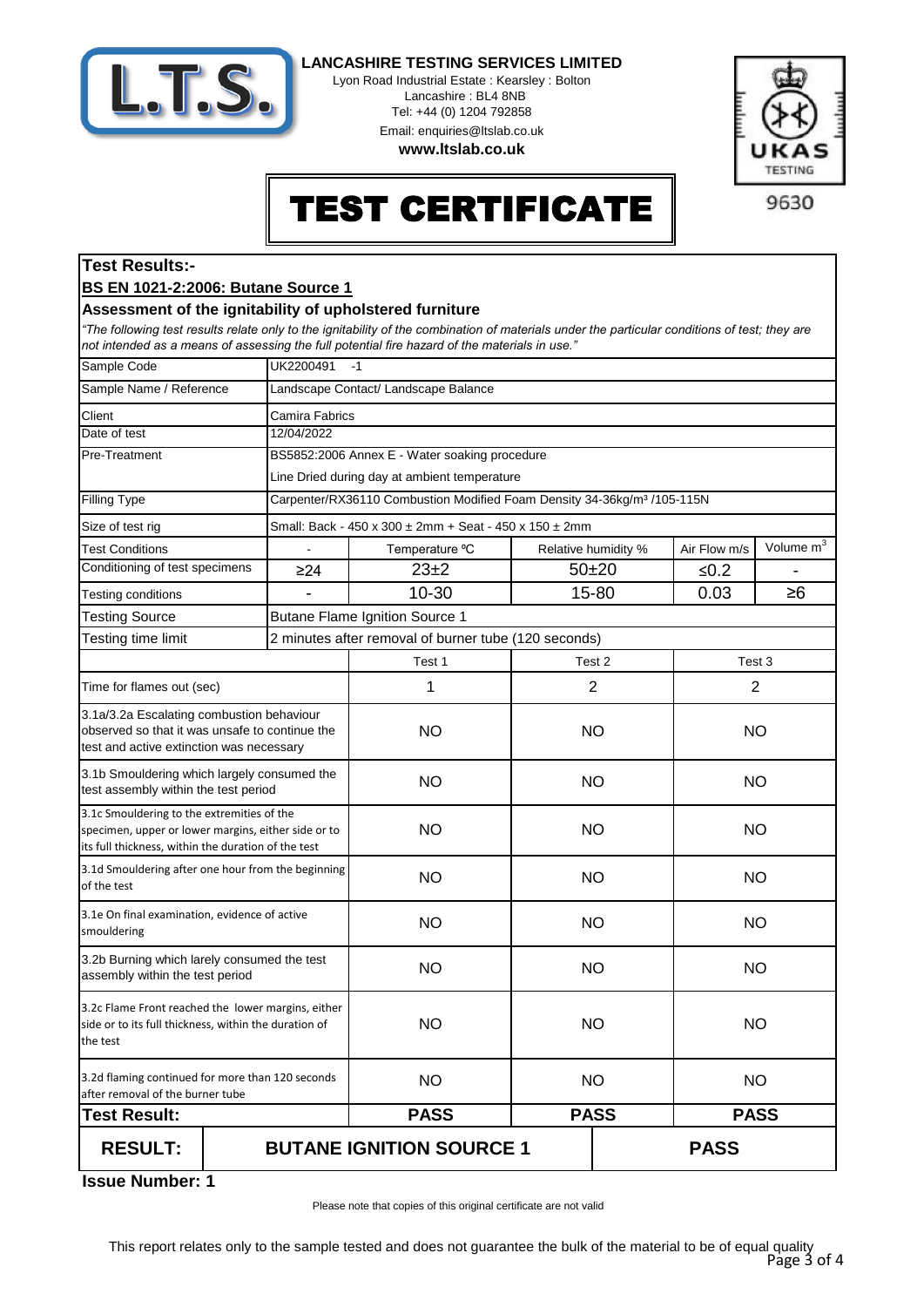**LANCASHIRE TESTING SERVICES LIMITED**
Lyon Road Industrial Estate : Kearsley : Bolton
Lancashire : BL4 8NB
Tel: +44 (0) 1204 792858
Email: enquiries@ltslab.co.uk
**www.ltslab.co.uk**

UKAS TESTING 9630

# TEST CERTIFICATE

## Test Results:-

### BS EN 1021-2:2006: Butane Source 1

### Assessment of the ignitability of upholstered furniture

*"The following test results relate only to the ignitability of the combination of materials under the particular conditions of test; they are not intended as a means of assessing the full potential fire hazard of the materials in use."*

| | | | | | |
|---|---|---|---|---|---|
| Sample Code | UK2200491 -1 | | | | |
| Sample Name / Reference | Landscape Contact/ Landscape Balance | | | | |
| Client | Camira Fabrics | | | | |
| Date of test | 12/04/2022 | | | | |
| Pre-Treatment | BS5852:2006 Annex E - Water soaking procedure<br>Line Dried during day at ambient temperature | | | | |
| Filling Type | Carpenter/RX36110 Combustion Modified Foam Density 34-36kg/m³ /105-115N | | | | |
| Size of test rig | Small: Back - 450 x 300 ± 2mm + Seat - 450 x 150 ± 2mm | | | | |
| Test Conditions | - | Temperature ºC | Relative humidity % | Air Flow m/s | Volume $m^3$ |
| Conditioning of test specimens | ≥24 | 23±2 | 50±20 | ≤0.2 | - |
| Testing conditions | - | 10-30 | 15-80 | 0.03 | ≥6 |
| Testing Source | Butane Flame Ignition Source 1 | | | | |
| Testing time limit | 2 minutes after removal of burner tube (120 seconds) | | | | |

| | Test 1 | Test 2 | Test 3 |
|---|---|---|---|
| Time for flames out (sec) | 1 | 2 | 2 |
| 3.1a/3.2a Escalating combustion behaviour observed so that it was unsafe to continue the test and active extinction was necessary | NO | NO | NO |
| 3.1b Smouldering which largely consumed the test assembly within the test period | NO | NO | NO |
| 3.1c Smouldering to the extremities of the specimen, upper or lower margins, either side or to its full thickness, within the duration of the test | NO | NO | NO |
| 3.1d Smouldering after one hour from the beginning of the test | NO | NO | NO |
| 3.1e On final examination, evidence of active smouldering | NO | NO | NO |
| 3.2b Burning which larely consumed the test assembly within the test period | NO | NO | NO |
| 3.2c Flame Front reached the lower margins, either side or to its full thickness, within the duration of the test | NO | NO | NO |
| 3.2d flaming continued for more than 120 seconds after removal of the burner tube | NO | NO | NO |
| **Test Result:** | **PASS** | **PASS** | **PASS** |

| **RESULT:** | **BUTANE IGNITION SOURCE 1** | **PASS** |
|---|---|---|

**Issue Number: 1**

Please note that copies of this original certificate are not valid

This report relates only to the sample tested and does not guarantee the bulk of the material to be of equal quality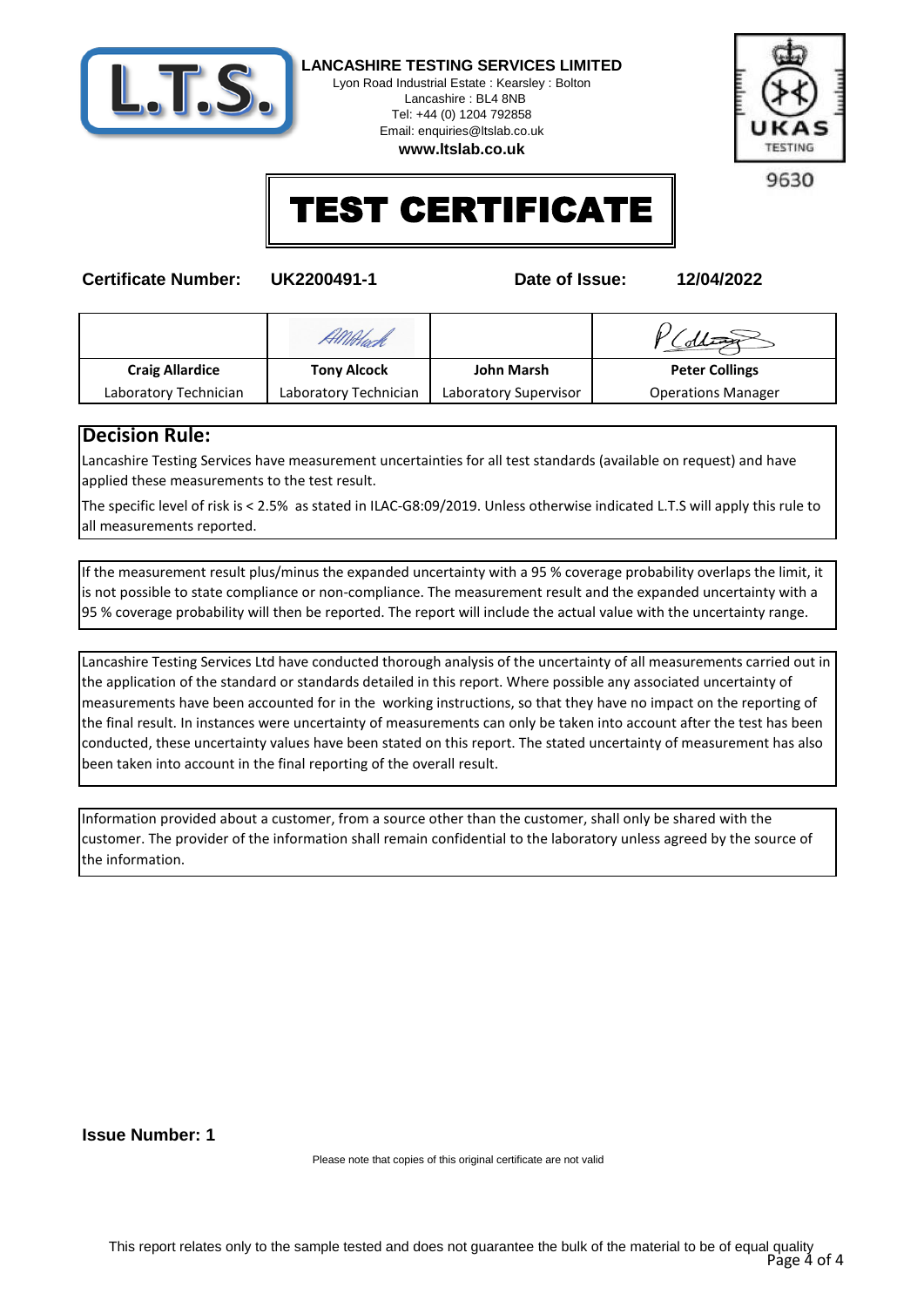**LANCASHIRE TESTING SERVICES LIMITED**
Lyon Road Industrial Estate : Kearsley : Bolton
Lancashire : BL4 8NB
Tel: +44 (0) 1204 792858
Email: enquiries@ltslab.co.uk
**www.ltslab.co.uk**

UKAS TESTING 9630

# TEST CERTIFICATE

**Certificate Number:** **UK2200491-1** **Date of Issue:** **12/04/2022**

| | | | |
|---|---|---|---|
| **Craig Allardice** | **Tony Alcock** | **John Marsh** | **Peter Collings** |
| Laboratory Technician | Laboratory Technician | Laboratory Supervisor | Operations Manager |

## Decision Rule:

Lancashire Testing Services have measurement uncertainties for all test standards (available on request) and have applied these measurements to the test result.

The specific level of risk is < 2.5% as stated in ILAC-G8:09/2019. Unless otherwise indicated L.T.S will apply this rule to all measurements reported.

If the measurement result plus/minus the expanded uncertainty with a 95 % coverage probability overlaps the limit, it is not possible to state compliance or non-compliance. The measurement result and the expanded uncertainty with a 95 % coverage probability will then be reported. The report will include the actual value with the uncertainty range.

Lancashire Testing Services Ltd have conducted thorough analysis of the uncertainty of all measurements carried out in the application of the standard or standards detailed in this report. Where possible any associated uncertainty of measurements have been accounted for in the working instructions, so that they have no impact on the reporting of the final result. In instances were uncertainty of measurements can only be taken into account after the test has been conducted, these uncertainty values have been stated on this report. The stated uncertainty of measurement has also been taken into account in the final reporting of the overall result.

Information provided about a customer, from a source other than the customer, shall only be shared with the customer. The provider of the information shall remain confidential to the laboratory unless agreed by the source of the information.

**Issue Number: 1**

Please note that copies of this original certificate are not valid

This report relates only to the sample tested and does not guarantee the bulk of the material to be of equal quality